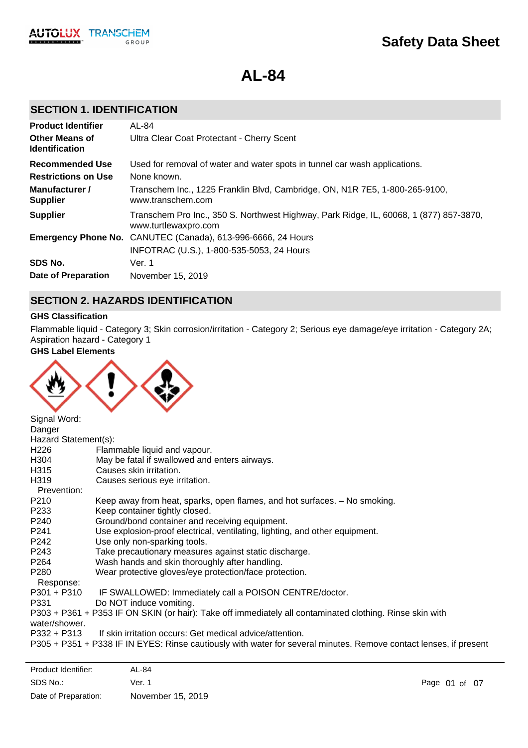# Safety Data Sheet

# AL-84

## SECTION 1. IDENTIFICATION

| | |
|---|---|
| **Product Identifier** | AL-84 |
| **Other Means of Identification** | Ultra Clear Coat Protectant - Cherry Scent |
| **Recommended Use** | Used for removal of water and water spots in tunnel car wash applications. |
| **Restrictions on Use** | None known. |
| **Manufacturer / Supplier** | Transchem Inc., 1225 Franklin Blvd, Cambridge, ON, N1R 7E5, 1-800-265-9100, www.transchem.com |
| **Supplier** | Transchem Pro Inc., 350 S. Northwest Highway, Park Ridge, IL, 60068, 1 (877) 857-3870, www.turtlewaxpro.com |
| **Emergency Phone No.** | CANUTEC (Canada), 613-996-6666, 24 Hours<br>INFOTRAC (U.S.), 1-800-535-5053, 24 Hours |
| **SDS No.** | Ver. 1 |
| **Date of Preparation** | November 15, 2019 |

## SECTION 2. HAZARDS IDENTIFICATION

**GHS Classification**

Flammable liquid - Category 3; Skin corrosion/irritation - Category 2; Serious eye damage/eye irritation - Category 2A; Aspiration hazard - Category 1

**GHS Label Elements**

Signal Word:
Danger

Hazard Statement(s):

| | |
|---|---|
| H226 | Flammable liquid and vapour. |
| H304 | May be fatal if swallowed and enters airways. |
| H315 | Causes skin irritation. |
| H319 | Causes serious eye irritation. |

Prevention:

| | |
|---|---|
| P210 | Keep away from heat, sparks, open flames, and hot surfaces. – No smoking. |
| P233 | Keep container tightly closed. |
| P240 | Ground/bond container and receiving equipment. |
| P241 | Use explosion-proof electrical, ventilating, lighting, and other equipment. |
| P242 | Use only non-sparking tools. |
| P243 | Take precautionary measures against static discharge. |
| P264 | Wash hands and skin thoroughly after handling. |
| P280 | Wear protective gloves/eye protection/face protection. |

Response:

P301 + P310 IF SWALLOWED: Immediately call a POISON CENTRE/doctor.

P331 Do NOT induce vomiting.

P303 + P361 + P353 IF ON SKIN (or hair): Take off immediately all contaminated clothing. Rinse skin with water/shower.

P332 + P313 If skin irritation occurs: Get medical advice/attention.

P305 + P351 + P338 IF IN EYES: Rinse cautiously with water for several minutes. Remove contact lenses, if present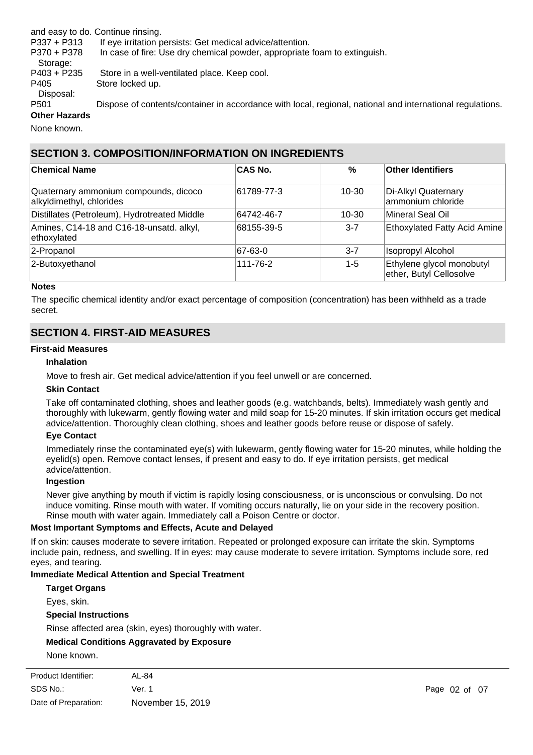and easy to do. Continue rinsing.

P337 + P313 If eye irritation persists: Get medical advice/attention.

P370 + P378 In case of fire: Use dry chemical powder, appropriate foam to extinguish.

Storage:

P403 + P235 Store in a well-ventilated place. Keep cool.

P405 Store locked up.

Disposal:

P501 Dispose of contents/container in accordance with local, regional, national and international regulations.

**Other Hazards**

None known.

## SECTION 3. COMPOSITION/INFORMATION ON INGREDIENTS

| Chemical Name | CAS No. | % | Other Identifiers |
|---|---|---|---|
| Quaternary ammonium compounds, dicoco alkyldimethyl, chlorides | 61789-77-3 | 10-30 | Di-Alkyl Quaternary ammonium chloride |
| Distillates (Petroleum), Hydrotreated Middle | 64742-46-7 | 10-30 | Mineral Seal Oil |
| Amines, C14-18 and C16-18-unsatd. alkyl, ethoxylated | 68155-39-5 | 3-7 | Ethoxylated Fatty Acid Amine |
| 2-Propanol | 67-63-0 | 3-7 | Isopropyl Alcohol |
| 2-Butoxyethanol | 111-76-2 | 1-5 | Ethylene glycol monobutyl ether, Butyl Cellosolve |

**Notes**

The specific chemical identity and/or exact percentage of composition (concentration) has been withheld as a trade secret.

## SECTION 4. FIRST-AID MEASURES

**First-aid Measures**

**Inhalation**

Move to fresh air. Get medical advice/attention if you feel unwell or are concerned.

**Skin Contact**

Take off contaminated clothing, shoes and leather goods (e.g. watchbands, belts). Immediately wash gently and thoroughly with lukewarm, gently flowing water and mild soap for 15-20 minutes. If skin irritation occurs get medical advice/attention. Thoroughly clean clothing, shoes and leather goods before reuse or dispose of safely.

**Eye Contact**

Immediately rinse the contaminated eye(s) with lukewarm, gently flowing water for 15-20 minutes, while holding the eyelid(s) open. Remove contact lenses, if present and easy to do. If eye irritation persists, get medical advice/attention.

**Ingestion**

Never give anything by mouth if victim is rapidly losing consciousness, or is unconscious or convulsing. Do not induce vomiting. Rinse mouth with water. If vomiting occurs naturally, lie on your side in the recovery position. Rinse mouth with water again. Immediately call a Poison Centre or doctor.

**Most Important Symptoms and Effects, Acute and Delayed**

If on skin: causes moderate to severe irritation. Repeated or prolonged exposure can irritate the skin. Symptoms include pain, redness, and swelling. If in eyes: may cause moderate to severe irritation. Symptoms include sore, red eyes, and tearing.

**Immediate Medical Attention and Special Treatment**

**Target Organs**

Eyes, skin.

**Special Instructions**

Rinse affected area (skin, eyes) thoroughly with water.

**Medical Conditions Aggravated by Exposure**

None known.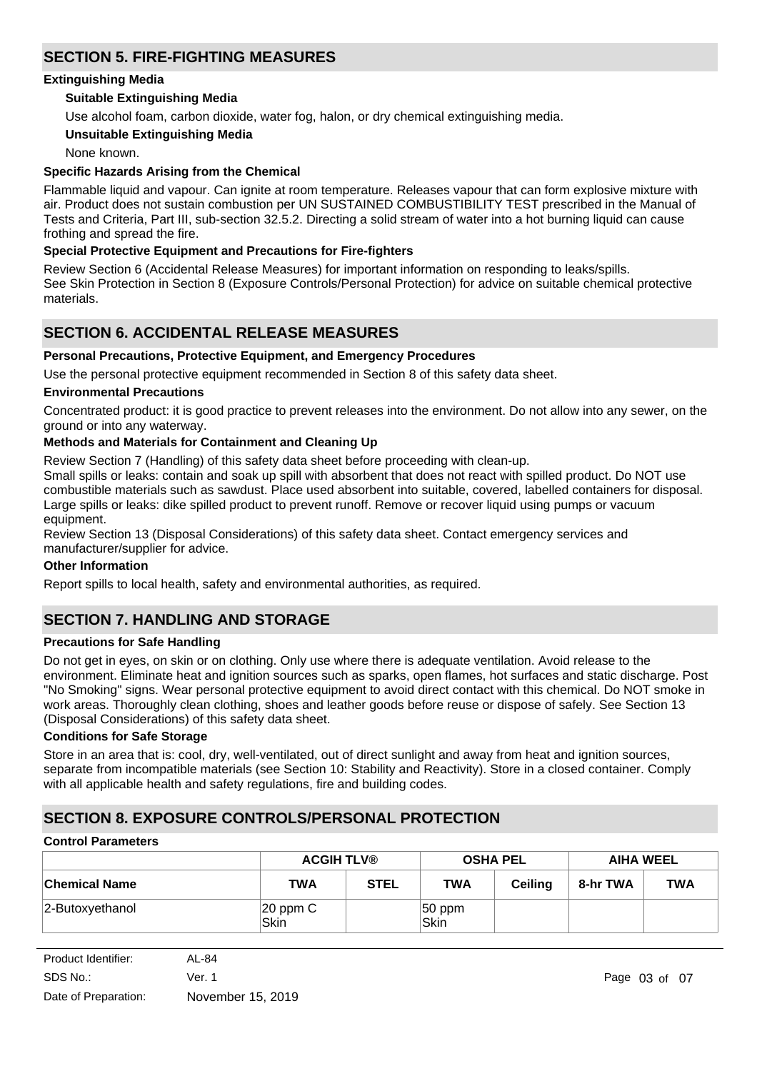## SECTION 5. FIRE-FIGHTING MEASURES

### Extinguishing Media

**Suitable Extinguishing Media**

Use alcohol foam, carbon dioxide, water fog, halon, or dry chemical extinguishing media.

**Unsuitable Extinguishing Media**

None known.

### Specific Hazards Arising from the Chemical

Flammable liquid and vapour. Can ignite at room temperature. Releases vapour that can form explosive mixture with air. Product does not sustain combustion per UN SUSTAINED COMBUSTIBILITY TEST prescribed in the Manual of Tests and Criteria, Part III, sub-section 32.5.2. Directing a solid stream of water into a hot burning liquid can cause frothing and spread the fire.

### Special Protective Equipment and Precautions for Fire-fighters

Review Section 6 (Accidental Release Measures) for important information on responding to leaks/spills.
See Skin Protection in Section 8 (Exposure Controls/Personal Protection) for advice on suitable chemical protective materials.

## SECTION 6. ACCIDENTAL RELEASE MEASURES

### Personal Precautions, Protective Equipment, and Emergency Procedures

Use the personal protective equipment recommended in Section 8 of this safety data sheet.

### Environmental Precautions

Concentrated product: it is good practice to prevent releases into the environment. Do not allow into any sewer, on the ground or into any waterway.

### Methods and Materials for Containment and Cleaning Up

Review Section 7 (Handling) of this safety data sheet before proceeding with clean-up.
Small spills or leaks: contain and soak up spill with absorbent that does not react with spilled product. Do NOT use combustible materials such as sawdust. Place used absorbent into suitable, covered, labelled containers for disposal.
Large spills or leaks: dike spilled product to prevent runoff. Remove or recover liquid using pumps or vacuum equipment.
Review Section 13 (Disposal Considerations) of this safety data sheet. Contact emergency services and manufacturer/supplier for advice.

### Other Information

Report spills to local health, safety and environmental authorities, as required.

## SECTION 7. HANDLING AND STORAGE

### Precautions for Safe Handling

Do not get in eyes, on skin or on clothing. Only use where there is adequate ventilation. Avoid release to the environment. Eliminate heat and ignition sources such as sparks, open flames, hot surfaces and static discharge. Post "No Smoking" signs. Wear personal protective equipment to avoid direct contact with this chemical. Do NOT smoke in work areas. Thoroughly clean clothing, shoes and leather goods before reuse or dispose of safely. See Section 13 (Disposal Considerations) of this safety data sheet.

### Conditions for Safe Storage

Store in an area that is: cool, dry, well-ventilated, out of direct sunlight and away from heat and ignition sources, separate from incompatible materials (see Section 10: Stability and Reactivity). Store in a closed container. Comply with all applicable health and safety regulations, fire and building codes.

## SECTION 8. EXPOSURE CONTROLS/PERSONAL PROTECTION

### Control Parameters

| | ACGIH TLV® | | OSHA PEL | | AIHA WEEL | |
|---|---|---|---|---|---|---|
| **Chemical Name** | **TWA** | **STEL** | **TWA** | **Ceiling** | **8-hr TWA** | **TWA** |
| 2-Butoxyethanol | 20 ppm C Skin | | 50 ppm Skin | | | |

Product Identifier: AL-84
SDS No.: Ver. 1
Date of Preparation: November 15, 2019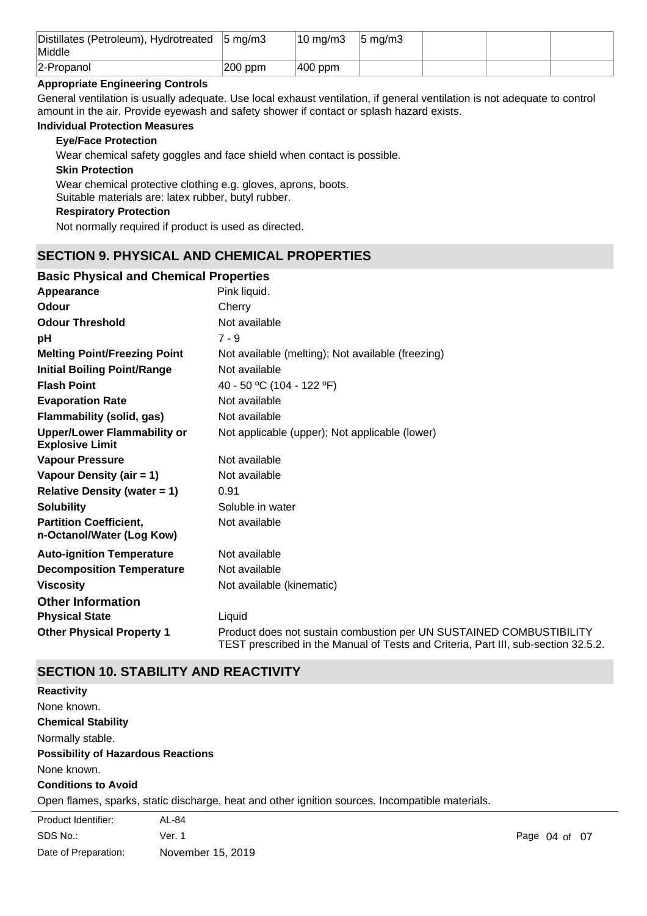| Distillates (Petroleum), Hydrotreated Middle | 5 mg/m3 | 10 mg/m3 | 5 mg/m3 | | | |
|---|---|---|---|---|---|---|
| 2-Propanol | 200 ppm | 400 ppm | | | | |

**Appropriate Engineering Controls**

General ventilation is usually adequate. Use local exhaust ventilation, if general ventilation is not adequate to control amount in the air. Provide eyewash and safety shower if contact or splash hazard exists.

**Individual Protection Measures**

**Eye/Face Protection**

Wear chemical safety goggles and face shield when contact is possible.

**Skin Protection**

Wear chemical protective clothing e.g. gloves, aprons, boots.
Suitable materials are: latex rubber, butyl rubber.

**Respiratory Protection**

Not normally required if product is used as directed.

## SECTION 9. PHYSICAL AND CHEMICAL PROPERTIES

### Basic Physical and Chemical Properties

| | |
|---|---|
| **Appearance** | Pink liquid. |
| **Odour** | Cherry |
| **Odour Threshold** | Not available |
| **pH** | 7 - 9 |
| **Melting Point/Freezing Point** | Not available (melting); Not available (freezing) |
| **Initial Boiling Point/Range** | Not available |
| **Flash Point** | 40 - 50 ºC (104 - 122 ºF) |
| **Evaporation Rate** | Not available |
| **Flammability (solid, gas)** | Not available |
| **Upper/Lower Flammability or Explosive Limit** | Not applicable (upper); Not applicable (lower) |
| **Vapour Pressure** | Not available |
| **Vapour Density (air = 1)** | Not available |
| **Relative Density (water = 1)** | 0.91 |
| **Solubility** | Soluble in water |
| **Partition Coefficient, n-Octanol/Water (Log Kow)** | Not available |
| **Auto-ignition Temperature** | Not available |
| **Decomposition Temperature** | Not available |
| **Viscosity** | Not available (kinematic) |

### Other Information

| | |
|---|---|
| **Physical State** | Liquid |
| **Other Physical Property 1** | Product does not sustain combustion per UN SUSTAINED COMBUSTIBILITY TEST prescribed in the Manual of Tests and Criteria, Part III, sub-section 32.5.2. |

## SECTION 10. STABILITY AND REACTIVITY

**Reactivity**

None known.

**Chemical Stability**

Normally stable.

**Possibility of Hazardous Reactions**

None known.

**Conditions to Avoid**

Open flames, sparks, static discharge, heat and other ignition sources. Incompatible materials.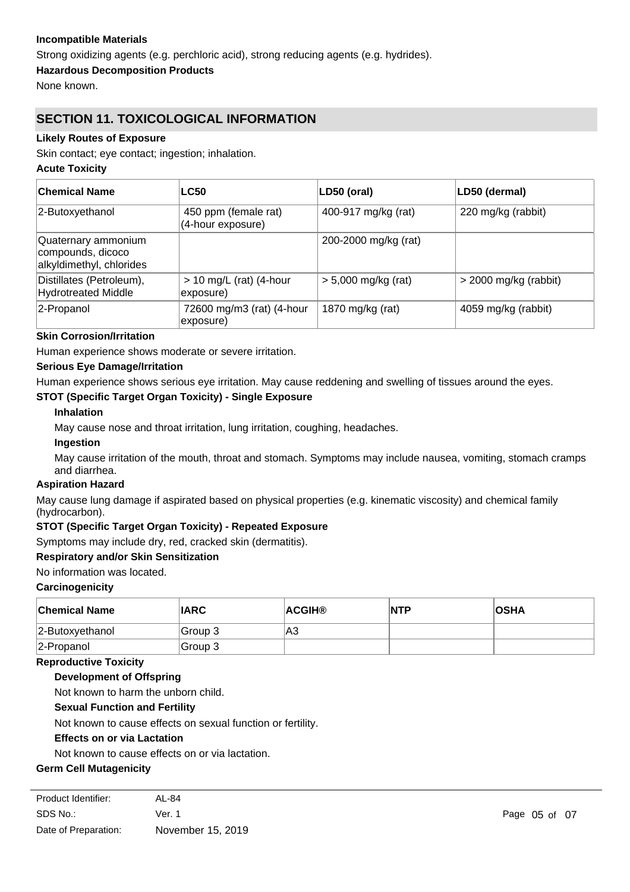**Incompatible Materials**

Strong oxidizing agents (e.g. perchloric acid), strong reducing agents (e.g. hydrides).

**Hazardous Decomposition Products**

None known.

## SECTION 11. TOXICOLOGICAL INFORMATION

**Likely Routes of Exposure**

Skin contact; eye contact; ingestion; inhalation.

**Acute Toxicity**

| Chemical Name | LC50 | LD50 (oral) | LD50 (dermal) |
|---|---|---|---|
| 2-Butoxyethanol | 450 ppm (female rat) (4-hour exposure) | 400-917 mg/kg (rat) | 220 mg/kg (rabbit) |
| Quaternary ammonium compounds, dicoco alkyldimethyl, chlorides | | 200-2000 mg/kg (rat) | |
| Distillates (Petroleum), Hydrotreated Middle | > 10 mg/L (rat) (4-hour exposure) | > 5,000 mg/kg (rat) | > 2000 mg/kg (rabbit) |
| 2-Propanol | 72600 mg/m3 (rat) (4-hour exposure) | 1870 mg/kg (rat) | 4059 mg/kg (rabbit) |

**Skin Corrosion/Irritation**

Human experience shows moderate or severe irritation.

**Serious Eye Damage/Irritation**

Human experience shows serious eye irritation. May cause reddening and swelling of tissues around the eyes.

**STOT (Specific Target Organ Toxicity) - Single Exposure**

**Inhalation**

May cause nose and throat irritation, lung irritation, coughing, headaches.

**Ingestion**

May cause irritation of the mouth, throat and stomach. Symptoms may include nausea, vomiting, stomach cramps and diarrhea.

**Aspiration Hazard**

May cause lung damage if aspirated based on physical properties (e.g. kinematic viscosity) and chemical family (hydrocarbon).

**STOT (Specific Target Organ Toxicity) - Repeated Exposure**

Symptoms may include dry, red, cracked skin (dermatitis).

**Respiratory and/or Skin Sensitization**

No information was located.

**Carcinogenicity**

| Chemical Name | IARC | ACGIH® | NTP | OSHA |
|---|---|---|---|---|
| 2-Butoxyethanol | Group 3 | A3 | | |
| 2-Propanol | Group 3 | | | |

**Reproductive Toxicity**

**Development of Offspring**

Not known to harm the unborn child.

**Sexual Function and Fertility**

Not known to cause effects on sexual function or fertility.

**Effects on or via Lactation**

Not known to cause effects on or via lactation.

**Germ Cell Mutagenicity**

Product Identifier: AL-84
SDS No.: Ver. 1
Date of Preparation: November 15, 2019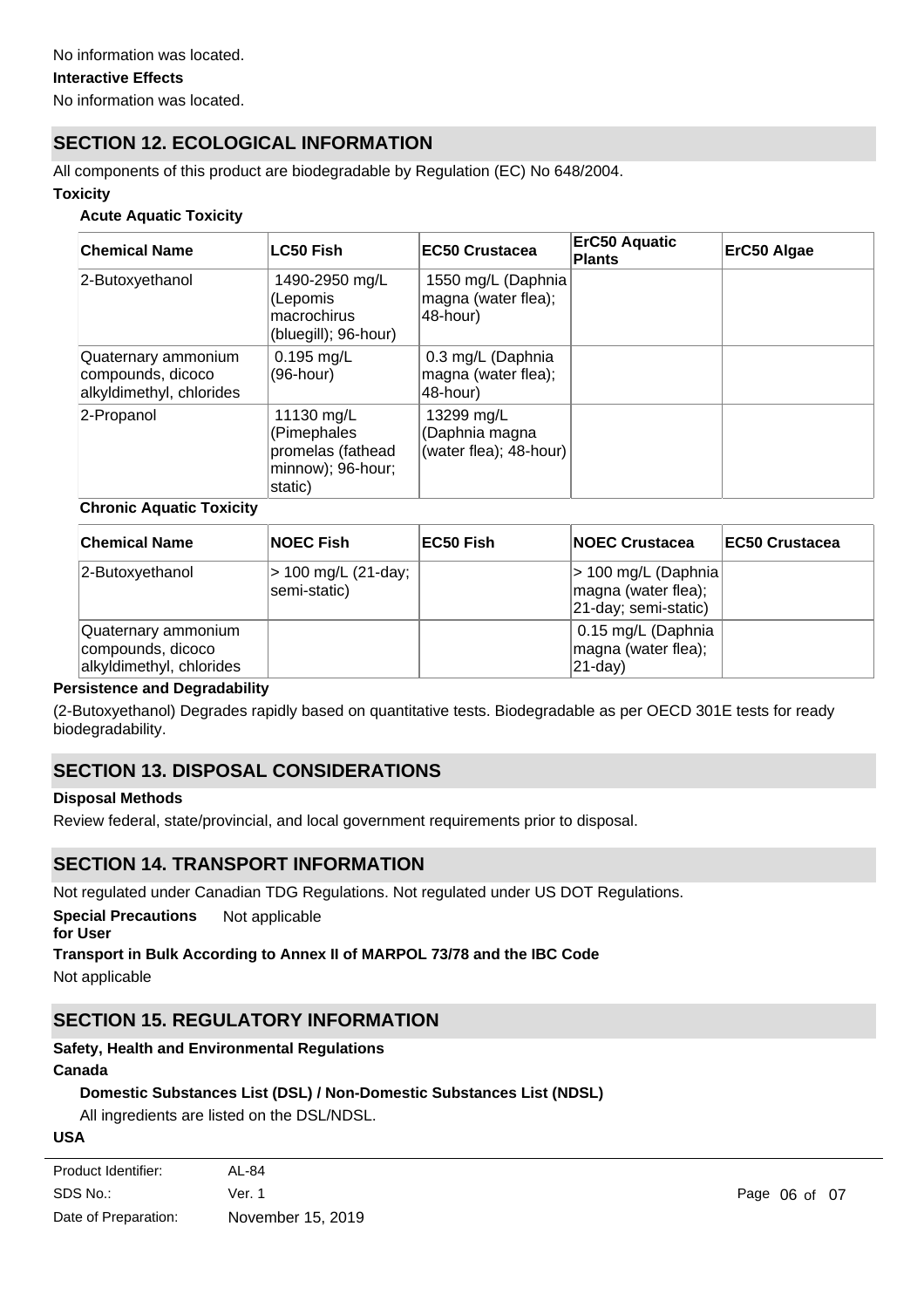No information was located.

**Interactive Effects**

No information was located.

## SECTION 12. ECOLOGICAL INFORMATION

All components of this product are biodegradable by Regulation (EC) No 648/2004.

**Toxicity**

**Acute Aquatic Toxicity**

| Chemical Name | LC50 Fish | EC50 Crustacea | ErC50 Aquatic Plants | ErC50 Algae |
|---|---|---|---|---|
| 2-Butoxyethanol | 1490-2950 mg/L (Lepomis macrochirus (bluegill); 96-hour) | 1550 mg/L (Daphnia magna (water flea); 48-hour) | | |
| Quaternary ammonium compounds, dicoco alkyldimethyl, chlorides | 0.195 mg/L (96-hour) | 0.3 mg/L (Daphnia magna (water flea); 48-hour) | | |
| 2-Propanol | 11130 mg/L (Pimephales promelas (fathead minnow); 96-hour; static) | 13299 mg/L (Daphnia magna (water flea); 48-hour) | | |

**Chronic Aquatic Toxicity**

| Chemical Name | NOEC Fish | EC50 Fish | NOEC Crustacea | EC50 Crustacea |
|---|---|---|---|---|
| 2-Butoxyethanol | > 100 mg/L (21-day; semi-static) | | > 100 mg/L (Daphnia magna (water flea); 21-day; semi-static) | |
| Quaternary ammonium compounds, dicoco alkyldimethyl, chlorides | | | 0.15 mg/L (Daphnia magna (water flea); 21-day) | |

**Persistence and Degradability**

(2-Butoxyethanol) Degrades rapidly based on quantitative tests. Biodegradable as per OECD 301E tests for ready biodegradability.

## SECTION 13. DISPOSAL CONSIDERATIONS

**Disposal Methods**

Review federal, state/provincial, and local government requirements prior to disposal.

## SECTION 14. TRANSPORT INFORMATION

Not regulated under Canadian TDG Regulations. Not regulated under US DOT Regulations.

**Special Precautions for User** Not applicable

**Transport in Bulk According to Annex II of MARPOL 73/78 and the IBC Code**

Not applicable

## SECTION 15. REGULATORY INFORMATION

**Safety, Health and Environmental Regulations**

**Canada**

**Domestic Substances List (DSL) / Non-Domestic Substances List (NDSL)**

All ingredients are listed on the DSL/NDSL.

**USA**

| Product Identifier: | AL-84 |
|---|---|
| SDS No.: | Ver. 1 |
| Date of Preparation: | November 15, 2019 |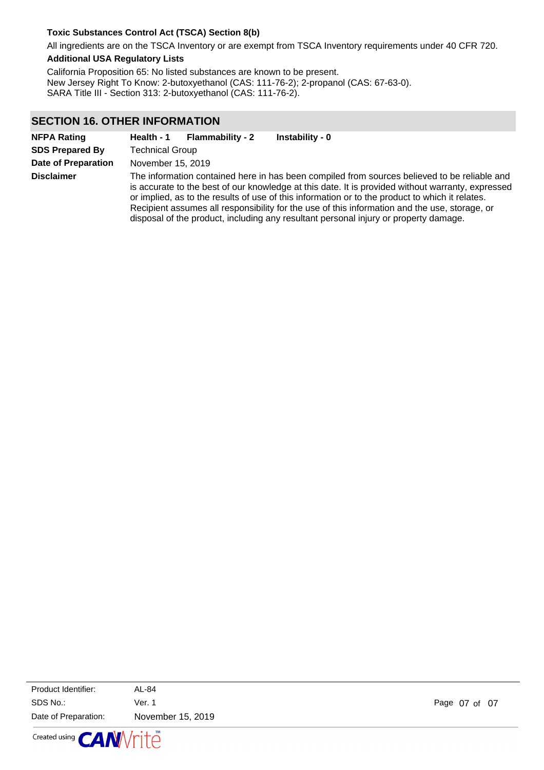**Toxic Substances Control Act (TSCA) Section 8(b)**

All ingredients are on the TSCA Inventory or are exempt from TSCA Inventory requirements under 40 CFR 720.

**Additional USA Regulatory Lists**

California Proposition 65: No listed substances are known to be present.
New Jersey Right To Know: 2-butoxyethanol (CAS: 111-76-2); 2-propanol (CAS: 67-63-0).
SARA Title III - Section 313: 2-butoxyethanol (CAS: 111-76-2).

## SECTION 16. OTHER INFORMATION

| | |
|---|---|
| **NFPA Rating** | **Health - 1** **Flammability - 2** **Instability - 0** |
| **SDS Prepared By** | Technical Group |
| **Date of Preparation** | November 15, 2019 |
| **Disclaimer** | The information contained here in has been compiled from sources believed to be reliable and is accurate to the best of our knowledge at this date. It is provided without warranty, expressed or implied, as to the results of use of this information or to the product to which it relates. Recipient assumes all responsibility for the use of this information and the use, storage, or disposal of the product, including any resultant personal injury or property damage. |